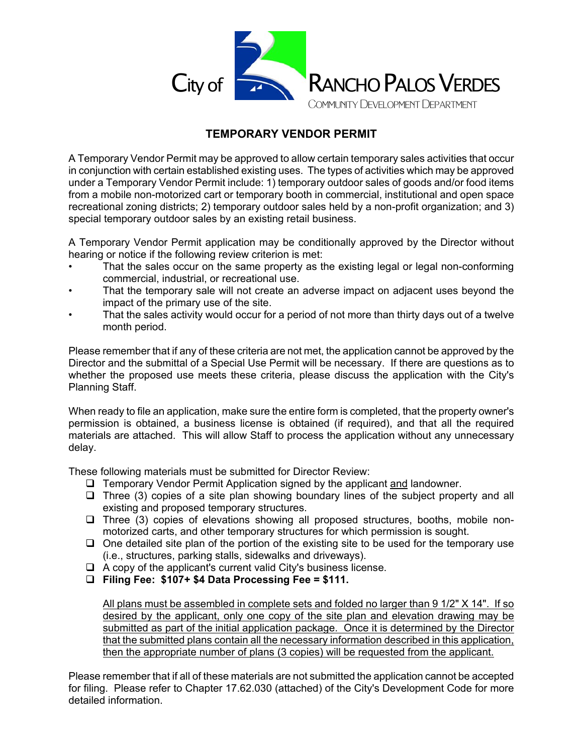City of RANCHO PALOS VERDES

COMMUNITY DEVELOPMENT DEPARTMENT

# TEMPORARY VENDOR PERMIT

A Temporary Vendor Permit may be approved to allow certain temporary sales activities that occur in conjunction with certain established existing uses. The types of activities which may be approved under a Temporary Vendor Permit include: 1) temporary outdoor sales of goods and/or food items from a mobile non-motorized cart or temporary booth in commercial, institutional and open space recreational zoning districts; 2) temporary outdoor sales held by a non-profit organization; and 3) special temporary outdoor sales by an existing retail business.

A Temporary Vendor Permit application may be conditionally approved by the Director without hearing or notice if the following review criterion is met:

- That the sales occur on the same property as the existing legal or legal non-conforming commercial, industrial, or recreational use.
- That the temporary sale will not create an adverse impact on adjacent uses beyond the impact of the primary use of the site.
- That the sales activity would occur for a period of not more than thirty days out of a twelve month period.

Please remember that if any of these criteria are not met, the application cannot be approved by the Director and the submittal of a Special Use Permit will be necessary. If there are questions as to whether the proposed use meets these criteria, please discuss the application with the City's Planning Staff.

When ready to file an application, make sure the entire form is completed, that the property owner's permission is obtained, a business license is obtained (if required), and that all the required materials are attached. This will allow Staff to process the application without any unnecessary delay.

These following materials must be submitted for Director Review:

- ❑ Temporary Vendor Permit Application signed by the applicant <u>and</u> landowner.
- ❑ Three (3) copies of a site plan showing boundary lines of the subject property and all existing and proposed temporary structures.
- ❑ Three (3) copies of elevations showing all proposed structures, booths, mobile non-motorized carts, and other temporary structures for which permission is sought.
- ❑ One detailed site plan of the portion of the existing site to be used for the temporary use (i.e., structures, parking stalls, sidewalks and driveways).
- ❑ A copy of the applicant's current valid City's business license.
- ❑ **Filing Fee: $107+ $4 Data Processing Fee = $111.**

  <u>All plans must be assembled in complete sets and folded no larger than 9 1/2" X 14". If so desired by the applicant, only one copy of the site plan and elevation drawing may be submitted as part of the initial application package. Once it is determined by the Director that the submitted plans contain all the necessary information described in this application, then the appropriate number of plans (3 copies) will be requested from the applicant.</u>

Please remember that if all of these materials are not submitted the application cannot be accepted for filing. Please refer to Chapter 17.62.030 (attached) of the City's Development Code for more detailed information.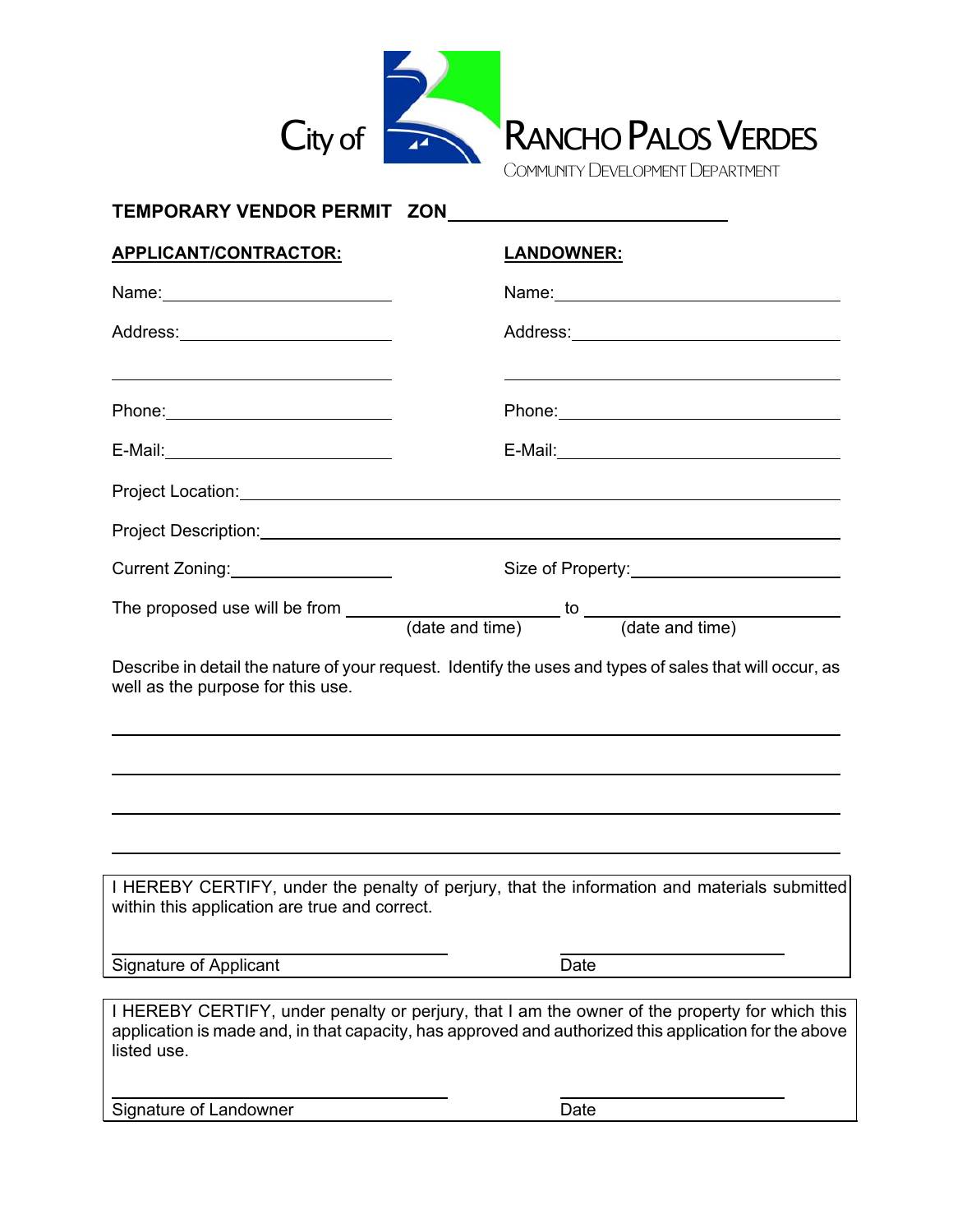City of **RANCHO PALOS VERDES**

COMMUNITY DEVELOPMENT DEPARTMENT

**TEMPORARY VENDOR PERMIT ZON**\_\_\_\_\_\_\_\_\_\_\_\_\_\_\_\_\_\_\_\_

| **APPLICANT/CONTRACTOR:** | **LANDOWNER:** |
|---|---|
| Name: \_\_\_\_\_\_\_\_\_\_\_\_\_\_\_\_ | Name: \_\_\_\_\_\_\_\_\_\_\_\_\_\_\_\_ |
| Address: \_\_\_\_\_\_\_\_\_\_\_\_\_\_\_\_ | Address: \_\_\_\_\_\_\_\_\_\_\_\_\_\_\_\_ |
| \_\_\_\_\_\_\_\_\_\_\_\_\_\_\_\_ | \_\_\_\_\_\_\_\_\_\_\_\_\_\_\_\_ |
| Phone: \_\_\_\_\_\_\_\_\_\_\_\_\_\_\_\_ | Phone: \_\_\_\_\_\_\_\_\_\_\_\_\_\_\_\_ |
| E-Mail: \_\_\_\_\_\_\_\_\_\_\_\_\_\_\_\_ | E-Mail: \_\_\_\_\_\_\_\_\_\_\_\_\_\_\_\_ |

Project Location: \_\_\_\_\_\_\_\_\_\_\_\_\_\_\_\_\_\_\_\_\_\_\_\_\_\_\_\_\_\_\_\_

Project Description: \_\_\_\_\_\_\_\_\_\_\_\_\_\_\_\_\_\_\_\_\_\_\_\_\_\_\_\_\_\_\_\_

Current Zoning: \_\_\_\_\_\_\_\_\_\_\_\_\_\_\_\_ Size of Property: \_\_\_\_\_\_\_\_\_\_\_\_\_\_\_\_

The proposed use will be from \_\_\_\_\_\_\_\_\_\_\_\_\_\_\_\_ (date and time) to \_\_\_\_\_\_\_\_\_\_\_\_\_\_\_\_ (date and time)

Describe in detail the nature of your request. Identify the uses and types of sales that will occur, as well as the purpose for this use.

\_\_\_\_\_\_\_\_\_\_\_\_\_\_\_\_\_\_\_\_\_\_\_\_\_\_\_\_\_\_\_\_\_\_\_\_\_\_\_\_\_\_\_\_\_\_\_\_

\_\_\_\_\_\_\_\_\_\_\_\_\_\_\_\_\_\_\_\_\_\_\_\_\_\_\_\_\_\_\_\_\_\_\_\_\_\_\_\_\_\_\_\_\_\_\_\_

\_\_\_\_\_\_\_\_\_\_\_\_\_\_\_\_\_\_\_\_\_\_\_\_\_\_\_\_\_\_\_\_\_\_\_\_\_\_\_\_\_\_\_\_\_\_\_\_

\_\_\_\_\_\_\_\_\_\_\_\_\_\_\_\_\_\_\_\_\_\_\_\_\_\_\_\_\_\_\_\_\_\_\_\_\_\_\_\_\_\_\_\_\_\_\_\_

I HEREBY CERTIFY, under the penalty of perjury, that the information and materials submitted within this application are true and correct.

\_\_\_\_\_\_\_\_\_\_\_\_\_\_\_\_\_\_\_\_\_\_\_\_ \_\_\_\_\_\_\_\_\_\_\_\_\_\_\_\_

Signature of Applicant Date

I HEREBY CERTIFY, under penalty or perjury, that I am the owner of the property for which this application is made and, in that capacity, has approved and authorized this application for the above listed use.

\_\_\_\_\_\_\_\_\_\_\_\_\_\_\_\_\_\_\_\_\_\_\_\_ \_\_\_\_\_\_\_\_\_\_\_\_\_\_\_\_

Signature of Landowner Date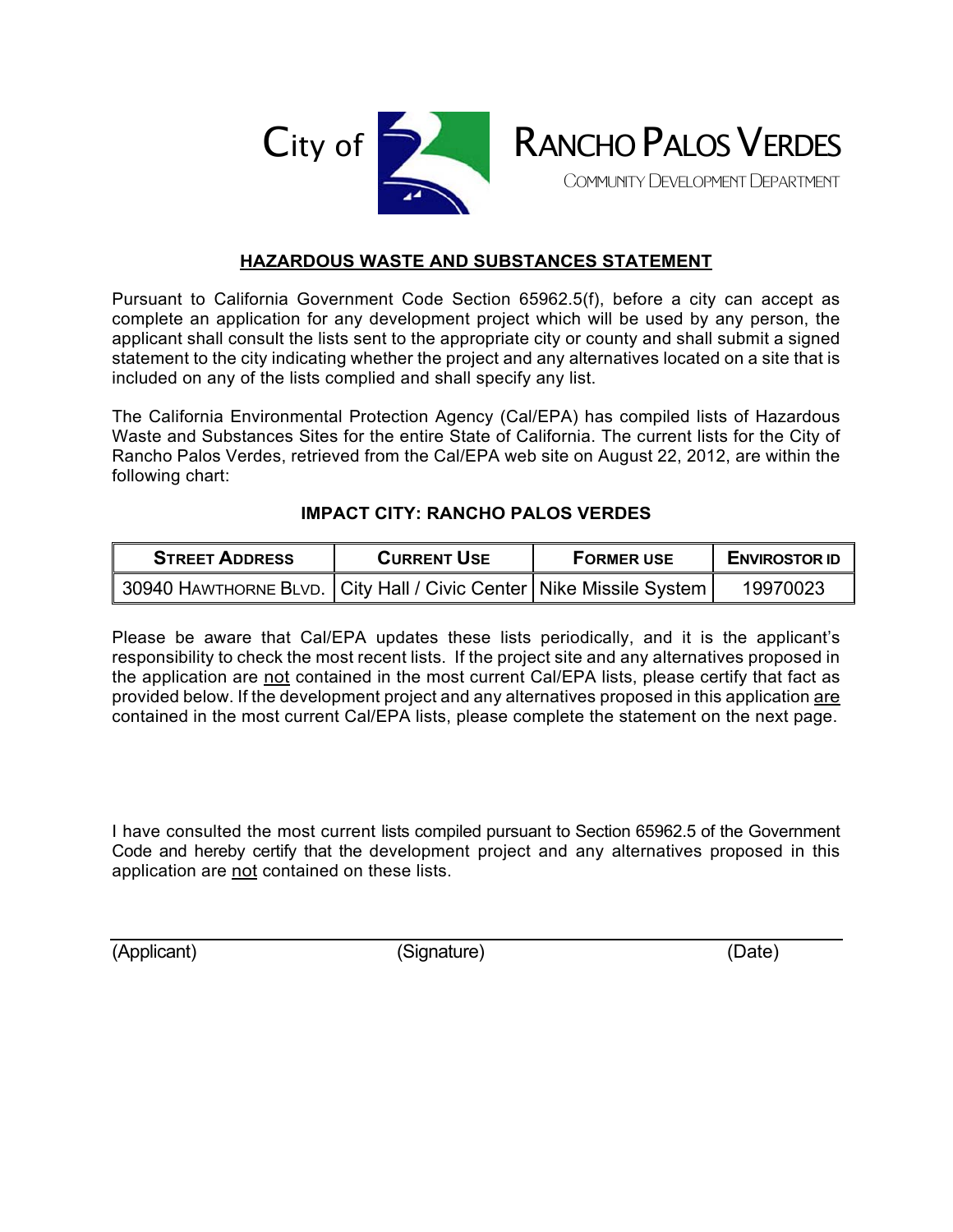City of RANCHO PALOS VERDES

COMMUNITY DEVELOPMENT DEPARTMENT

## HAZARDOUS WASTE AND SUBSTANCES STATEMENT

Pursuant to California Government Code Section 65962.5(f), before a city can accept as complete an application for any development project which will be used by any person, the applicant shall consult the lists sent to the appropriate city or county and shall submit a signed statement to the city indicating whether the project and any alternatives located on a site that is included on any of the lists complied and shall specify any list.

The California Environmental Protection Agency (Cal/EPA) has compiled lists of Hazardous Waste and Substances Sites for the entire State of California. The current lists for the City of Rancho Palos Verdes, retrieved from the Cal/EPA web site on August 22, 2012, are within the following chart:

### IMPACT CITY: RANCHO PALOS VERDES

| STREET ADDRESS | CURRENT USE | FORMER USE | ENVIROSTOR ID |
|---|---|---|---|
| 30940 HAWTHORNE BLVD. | City Hall / Civic Center | Nike Missile System | 19970023 |

Please be aware that Cal/EPA updates these lists periodically, and it is the applicant's responsibility to check the most recent lists. If the project site and any alternatives proposed in the application are not contained in the most current Cal/EPA lists, please certify that fact as provided below. If the development project and any alternatives proposed in this application are contained in the most current Cal/EPA lists, please complete the statement on the next page.

I have consulted the most current lists compiled pursuant to Section 65962.5 of the Government Code and hereby certify that the development project and any alternatives proposed in this application are not contained on these lists.

(Applicant) (Signature) (Date)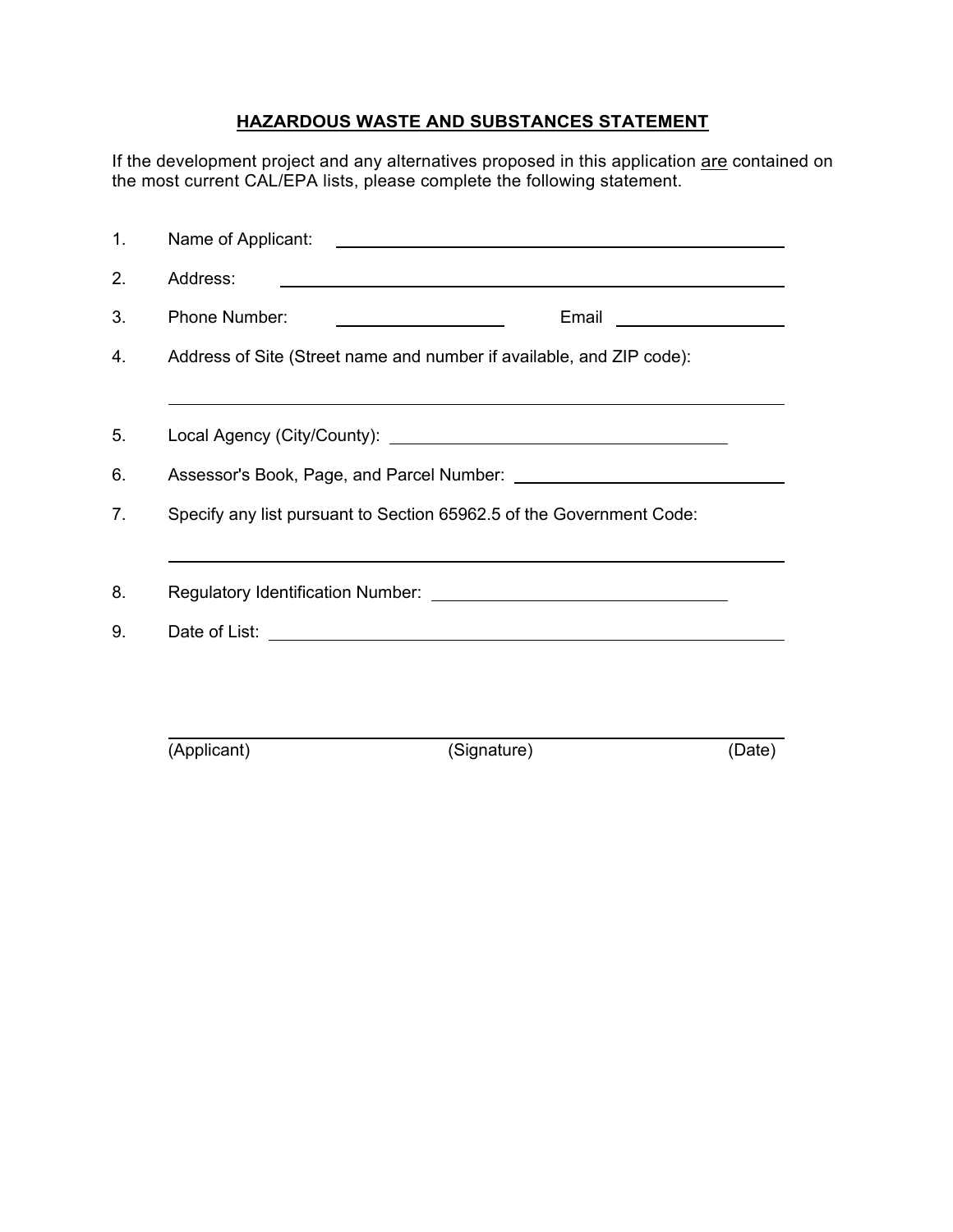# HAZARDOUS WASTE AND SUBSTANCES STATEMENT

If the development project and any alternatives proposed in this application are contained on the most current CAL/EPA lists, please complete the following statement.

1. Name of Applicant: ______________________________________________
2. Address: ______________________________________________
3. Phone Number: ____________________ Email ____________________
4. Address of Site (Street name and number if available, and ZIP code):

   ______________________________________________
5. Local Agency (City/County): ______________________________________________
6. Assessor's Book, Page, and Parcel Number: ______________________________________________
7. Specify any list pursuant to Section 65962.5 of the Government Code:

   ______________________________________________
8. Regulatory Identification Number: ______________________________________________
9. Date of List: ______________________________________________

______________________________________________

(Applicant) (Signature) (Date)